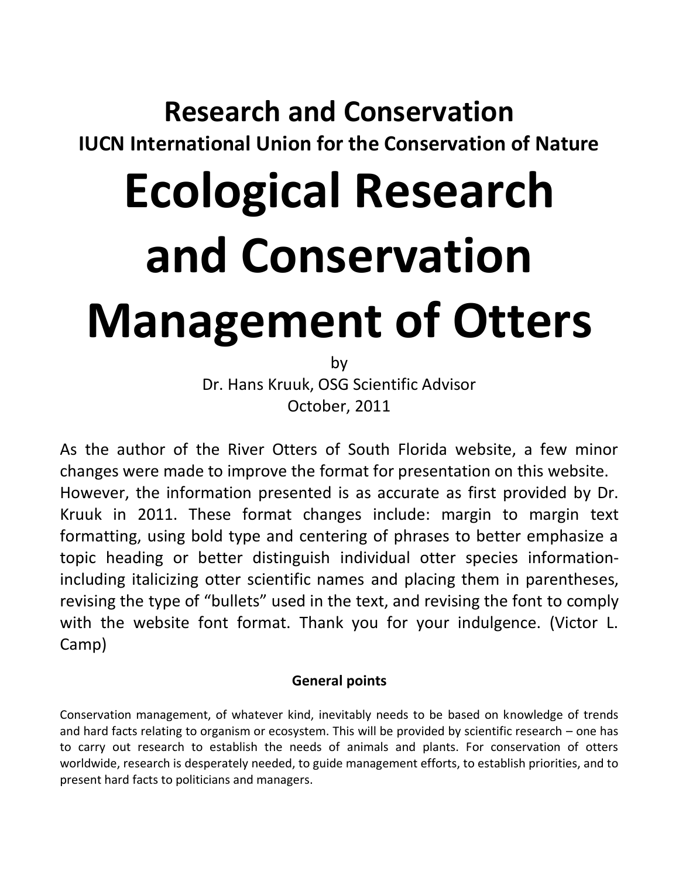## Research and Conservation

### IUCN International Union for the Conservation of Nature

# Ecological Research and Conservation Management of Otters

by
Dr. Hans Kruuk, OSG Scientific Advisor
October, 2011

As the author of the River Otters of South Florida website, a few minor changes were made to improve the format for presentation on this website. However, the information presented is as accurate as first provided by Dr. Kruuk in 2011. These format changes include: margin to margin text formatting, using bold type and centering of phrases to better emphasize a topic heading or better distinguish individual otter species information-including italicizing otter scientific names and placing them in parentheses, revising the type of "bullets" used in the text, and revising the font to comply with the website font format. Thank you for your indulgence. (Victor L. Camp)

**General points**

Conservation management, of whatever kind, inevitably needs to be based on knowledge of trends and hard facts relating to organism or ecosystem. This will be provided by scientific research – one has to carry out research to establish the needs of animals and plants. For conservation of otters worldwide, research is desperately needed, to guide management efforts, to establish priorities, and to present hard facts to politicians and managers.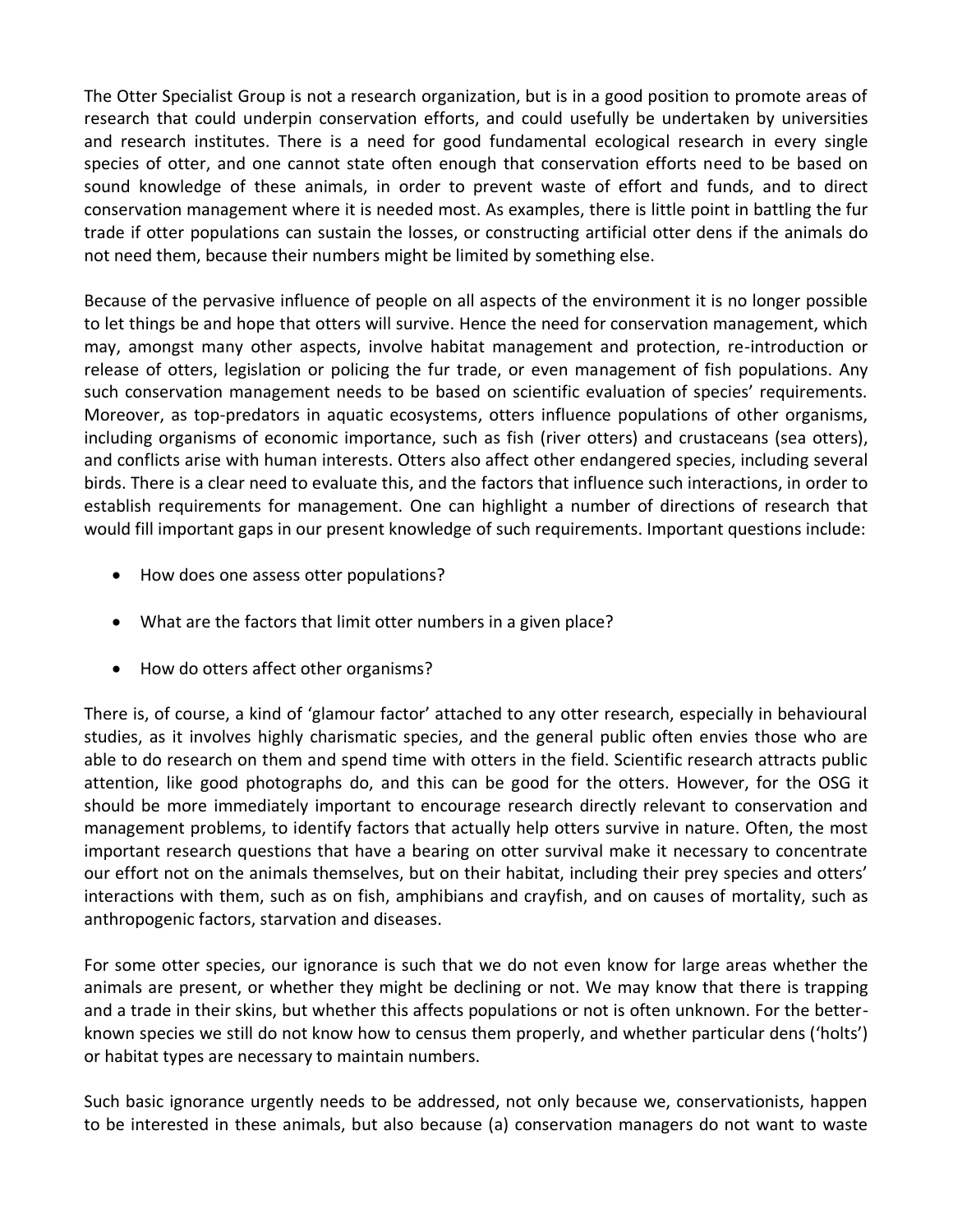The Otter Specialist Group is not a research organization, but is in a good position to promote areas of research that could underpin conservation efforts, and could usefully be undertaken by universities and research institutes. There is a need for good fundamental ecological research in every single species of otter, and one cannot state often enough that conservation efforts need to be based on sound knowledge of these animals, in order to prevent waste of effort and funds, and to direct conservation management where it is needed most. As examples, there is little point in battling the fur trade if otter populations can sustain the losses, or constructing artificial otter dens if the animals do not need them, because their numbers might be limited by something else.

Because of the pervasive influence of people on all aspects of the environment it is no longer possible to let things be and hope that otters will survive. Hence the need for conservation management, which may, amongst many other aspects, involve habitat management and protection, re-introduction or release of otters, legislation or policing the fur trade, or even management of fish populations. Any such conservation management needs to be based on scientific evaluation of species' requirements. Moreover, as top-predators in aquatic ecosystems, otters influence populations of other organisms, including organisms of economic importance, such as fish (river otters) and crustaceans (sea otters), and conflicts arise with human interests. Otters also affect other endangered species, including several birds. There is a clear need to evaluate this, and the factors that influence such interactions, in order to establish requirements for management. One can highlight a number of directions of research that would fill important gaps in our present knowledge of such requirements. Important questions include:

- How does one assess otter populations?
- What are the factors that limit otter numbers in a given place?
- How do otters affect other organisms?

There is, of course, a kind of 'glamour factor' attached to any otter research, especially in behavioural studies, as it involves highly charismatic species, and the general public often envies those who are able to do research on them and spend time with otters in the field. Scientific research attracts public attention, like good photographs do, and this can be good for the otters. However, for the OSG it should be more immediately important to encourage research directly relevant to conservation and management problems, to identify factors that actually help otters survive in nature. Often, the most important research questions that have a bearing on otter survival make it necessary to concentrate our effort not on the animals themselves, but on their habitat, including their prey species and otters' interactions with them, such as on fish, amphibians and crayfish, and on causes of mortality, such as anthropogenic factors, starvation and diseases.

For some otter species, our ignorance is such that we do not even know for large areas whether the animals are present, or whether they might be declining or not. We may know that there is trapping and a trade in their skins, but whether this affects populations or not is often unknown. For the better-known species we still do not know how to census them properly, and whether particular dens ('holts') or habitat types are necessary to maintain numbers.

Such basic ignorance urgently needs to be addressed, not only because we, conservationists, happen to be interested in these animals, but also because (a) conservation managers do not want to waste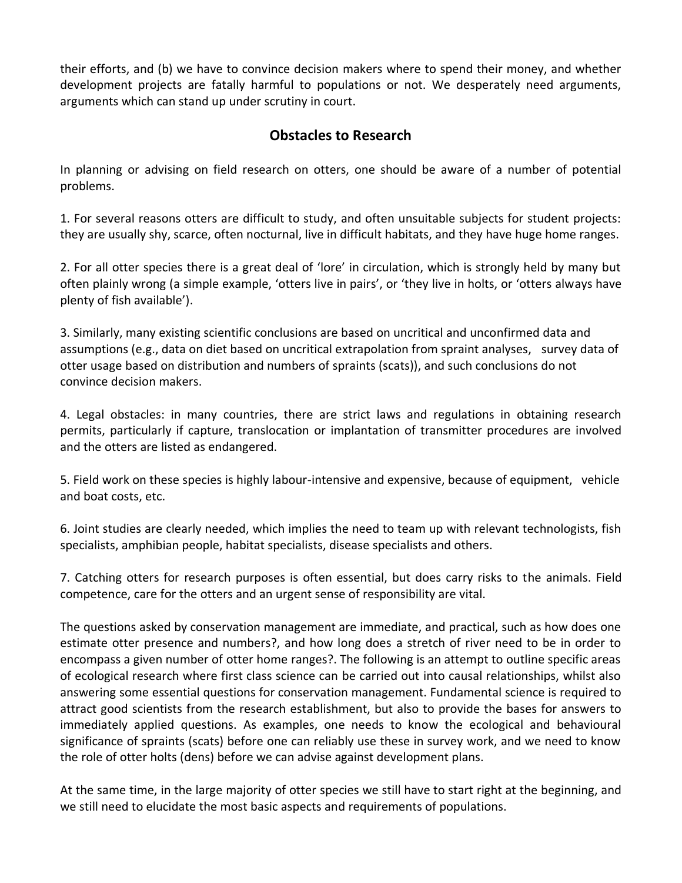their efforts, and (b) we have to convince decision makers where to spend their money, and whether development projects are fatally harmful to populations or not. We desperately need arguments, arguments which can stand up under scrutiny in court.

## Obstacles to Research

In planning or advising on field research on otters, one should be aware of a number of potential problems.

1. For several reasons otters are difficult to study, and often unsuitable subjects for student projects: they are usually shy, scarce, often nocturnal, live in difficult habitats, and they have huge home ranges.

2. For all otter species there is a great deal of 'lore' in circulation, which is strongly held by many but often plainly wrong (a simple example, 'otters live in pairs', or 'they live in holts, or 'otters always have plenty of fish available').

3. Similarly, many existing scientific conclusions are based on uncritical and unconfirmed data and assumptions (e.g., data on diet based on uncritical extrapolation from spraint analyses, survey data of otter usage based on distribution and numbers of spraints (scats)), and such conclusions do not convince decision makers.

4. Legal obstacles: in many countries, there are strict laws and regulations in obtaining research permits, particularly if capture, translocation or implantation of transmitter procedures are involved and the otters are listed as endangered.

5. Field work on these species is highly labour-intensive and expensive, because of equipment, vehicle and boat costs, etc.

6. Joint studies are clearly needed, which implies the need to team up with relevant technologists, fish specialists, amphibian people, habitat specialists, disease specialists and others.

7. Catching otters for research purposes is often essential, but does carry risks to the animals. Field competence, care for the otters and an urgent sense of responsibility are vital.

The questions asked by conservation management are immediate, and practical, such as how does one estimate otter presence and numbers?, and how long does a stretch of river need to be in order to encompass a given number of otter home ranges?. The following is an attempt to outline specific areas of ecological research where first class science can be carried out into causal relationships, whilst also answering some essential questions for conservation management. Fundamental science is required to attract good scientists from the research establishment, but also to provide the bases for answers to immediately applied questions. As examples, one needs to know the ecological and behavioural significance of spraints (scats) before one can reliably use these in survey work, and we need to know the role of otter holts (dens) before we can advise against development plans.

At the same time, in the large majority of otter species we still have to start right at the beginning, and we still need to elucidate the most basic aspects and requirements of populations.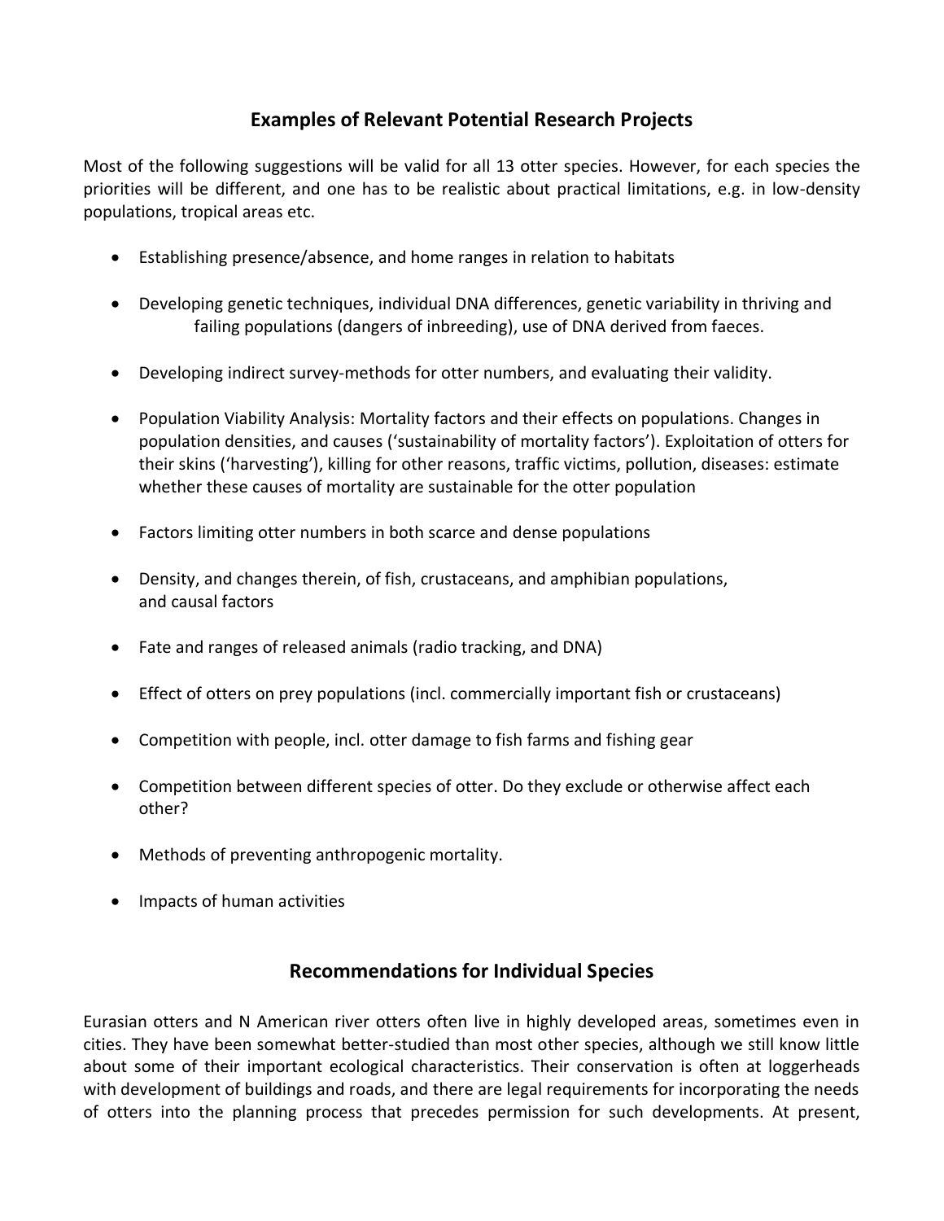## Examples of Relevant Potential Research Projects

Most of the following suggestions will be valid for all 13 otter species. However, for each species the priorities will be different, and one has to be realistic about practical limitations, e.g. in low-density populations, tropical areas etc.

- Establishing presence/absence, and home ranges in relation to habitats
- Developing genetic techniques, individual DNA differences, genetic variability in thriving and failing populations (dangers of inbreeding), use of DNA derived from faeces.
- Developing indirect survey-methods for otter numbers, and evaluating their validity.
- Population Viability Analysis: Mortality factors and their effects on populations. Changes in population densities, and causes ('sustainability of mortality factors'). Exploitation of otters for their skins ('harvesting'), killing for other reasons, traffic victims, pollution, diseases: estimate whether these causes of mortality are sustainable for the otter population
- Factors limiting otter numbers in both scarce and dense populations
- Density, and changes therein, of fish, crustaceans, and amphibian populations, and causal factors
- Fate and ranges of released animals (radio tracking, and DNA)
- Effect of otters on prey populations (incl. commercially important fish or crustaceans)
- Competition with people, incl. otter damage to fish farms and fishing gear
- Competition between different species of otter. Do they exclude or otherwise affect each other?
- Methods of preventing anthropogenic mortality.
- Impacts of human activities

## Recommendations for Individual Species

Eurasian otters and N American river otters often live in highly developed areas, sometimes even in cities. They have been somewhat better-studied than most other species, although we still know little about some of their important ecological characteristics. Their conservation is often at loggerheads with development of buildings and roads, and there are legal requirements for incorporating the needs of otters into the planning process that precedes permission for such developments. At present,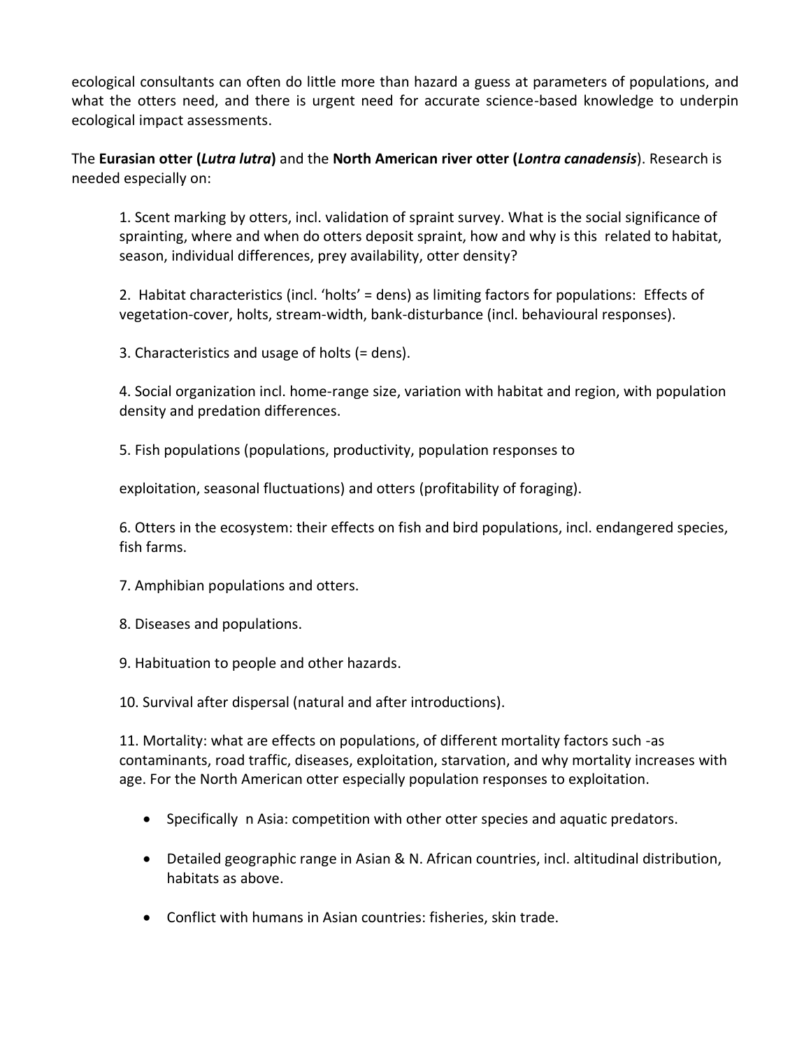ecological consultants can often do little more than hazard a guess at parameters of populations, and what the otters need, and there is urgent need for accurate science-based knowledge to underpin ecological impact assessments.

The **Eurasian otter (*Lutra lutra*)** and the **North American river otter (*Lontra canadensis*)**. Research is needed especially on:

1. Scent marking by otters, incl. validation of spraint survey. What is the social significance of sprainting, where and when do otters deposit spraint, how and why is this related to habitat, season, individual differences, prey availability, otter density?

2. Habitat characteristics (incl. 'holts' = dens) as limiting factors for populations: Effects of vegetation-cover, holts, stream-width, bank-disturbance (incl. behavioural responses).

3. Characteristics and usage of holts (= dens).

4. Social organization incl. home-range size, variation with habitat and region, with population density and predation differences.

5. Fish populations (populations, productivity, population responses to

   exploitation, seasonal fluctuations) and otters (profitability of foraging).

6. Otters in the ecosystem: their effects on fish and bird populations, incl. endangered species, fish farms.

7. Amphibian populations and otters.

8. Diseases and populations.

9. Habituation to people and other hazards.

10. Survival after dispersal (natural and after introductions).

11. Mortality: what are effects on populations, of different mortality factors such -as contaminants, road traffic, diseases, exploitation, starvation, and why mortality increases with age. For the North American otter especially population responses to exploitation.

- Specifically n Asia: competition with other otter species and aquatic predators.
- Detailed geographic range in Asian & N. African countries, incl. altitudinal distribution, habitats as above.
- Conflict with humans in Asian countries: fisheries, skin trade.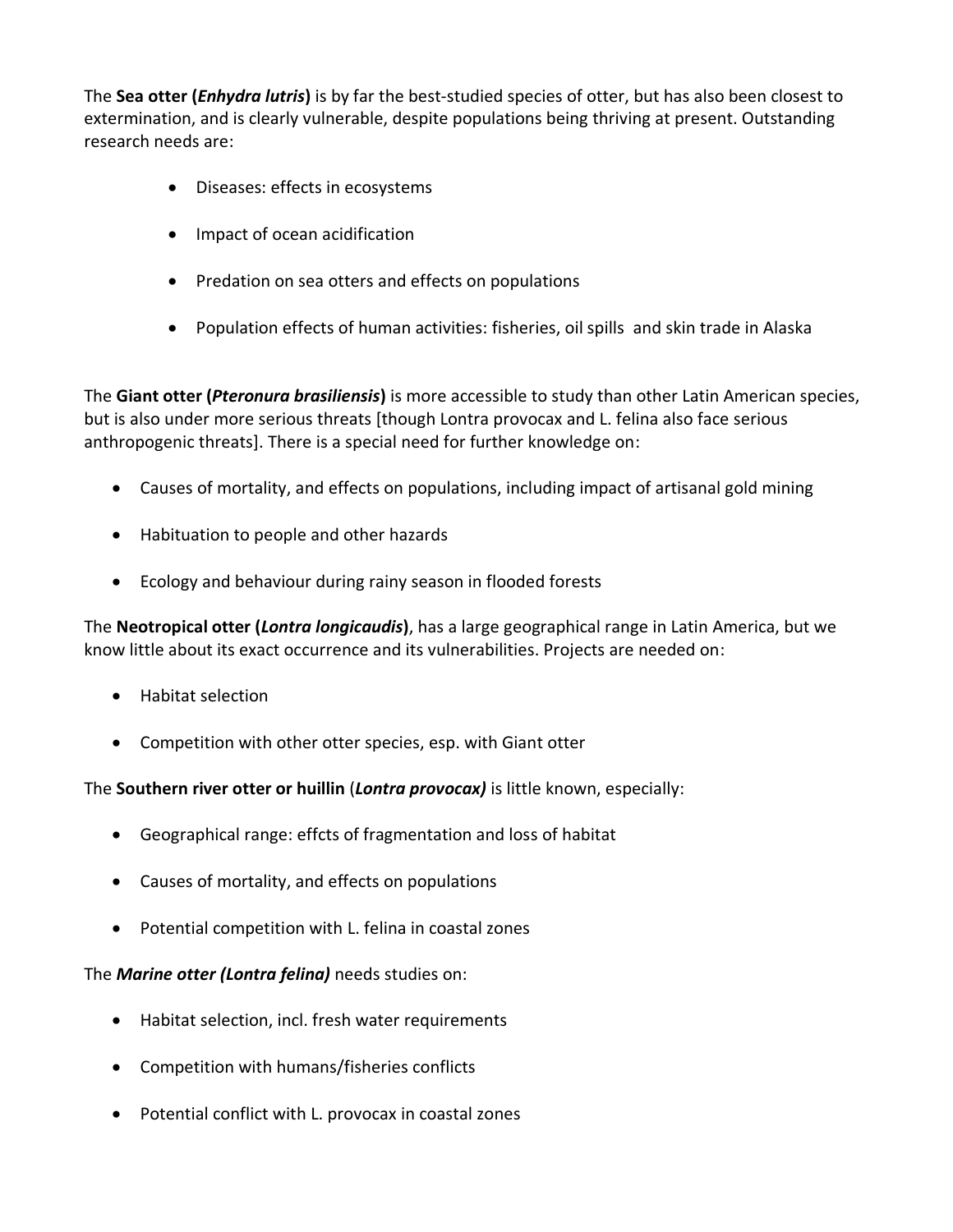The **Sea otter (*Enhydra lutris*)** is by far the best-studied species of otter, but has also been closest to extermination, and is clearly vulnerable, despite populations being thriving at present. Outstanding research needs are:

- Diseases: effects in ecosystems
- Impact of ocean acidification
- Predation on sea otters and effects on populations
- Population effects of human activities: fisheries, oil spills and skin trade in Alaska

The **Giant otter (*Pteronura brasiliensis*)** is more accessible to study than other Latin American species, but is also under more serious threats [though Lontra provocax and L. felina also face serious anthropogenic threats]. There is a special need for further knowledge on:

- Causes of mortality, and effects on populations, including impact of artisanal gold mining
- Habituation to people and other hazards
- Ecology and behaviour during rainy season in flooded forests

The **Neotropical otter (*Lontra longicaudis*)**, has a large geographical range in Latin America, but we know little about its exact occurrence and its vulnerabilities. Projects are needed on:

- Habitat selection
- Competition with other otter species, esp. with Giant otter

The **Southern river otter or huillin** (***Lontra provocax)*** is little known, especially:

- Geographical range: effcts of fragmentation and loss of habitat
- Causes of mortality, and effects on populations
- Potential competition with L. felina in coastal zones

The ***Marine otter (Lontra felina)*** needs studies on:

- Habitat selection, incl. fresh water requirements
- Competition with humans/fisheries conflicts
- Potential conflict with L. provocax in coastal zones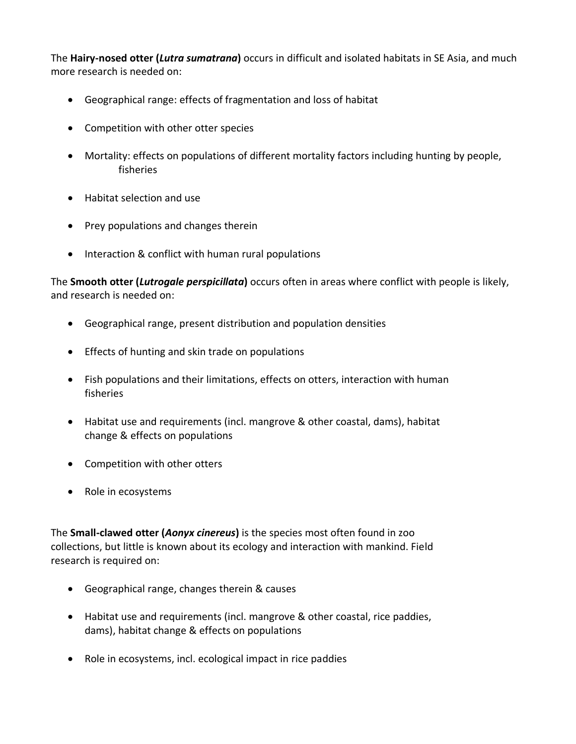The **Hairy-nosed otter (*Lutra sumatrana*)** occurs in difficult and isolated habitats in SE Asia, and much more research is needed on:

- Geographical range: effects of fragmentation and loss of habitat
- Competition with other otter species
- Mortality: effects on populations of different mortality factors including hunting by people, fisheries
- Habitat selection and use
- Prey populations and changes therein
- Interaction & conflict with human rural populations

The **Smooth otter (*Lutrogale perspicillata*)** occurs often in areas where conflict with people is likely, and research is needed on:

- Geographical range, present distribution and population densities
- Effects of hunting and skin trade on populations
- Fish populations and their limitations, effects on otters, interaction with human fisheries
- Habitat use and requirements (incl. mangrove & other coastal, dams), habitat change & effects on populations
- Competition with other otters
- Role in ecosystems

The **Small-clawed otter (*Aonyx cinereus*)** is the species most often found in zoo collections, but little is known about its ecology and interaction with mankind. Field research is required on:

- Geographical range, changes therein & causes
- Habitat use and requirements (incl. mangrove & other coastal, rice paddies, dams), habitat change & effects on populations
- Role in ecosystems, incl. ecological impact in rice paddies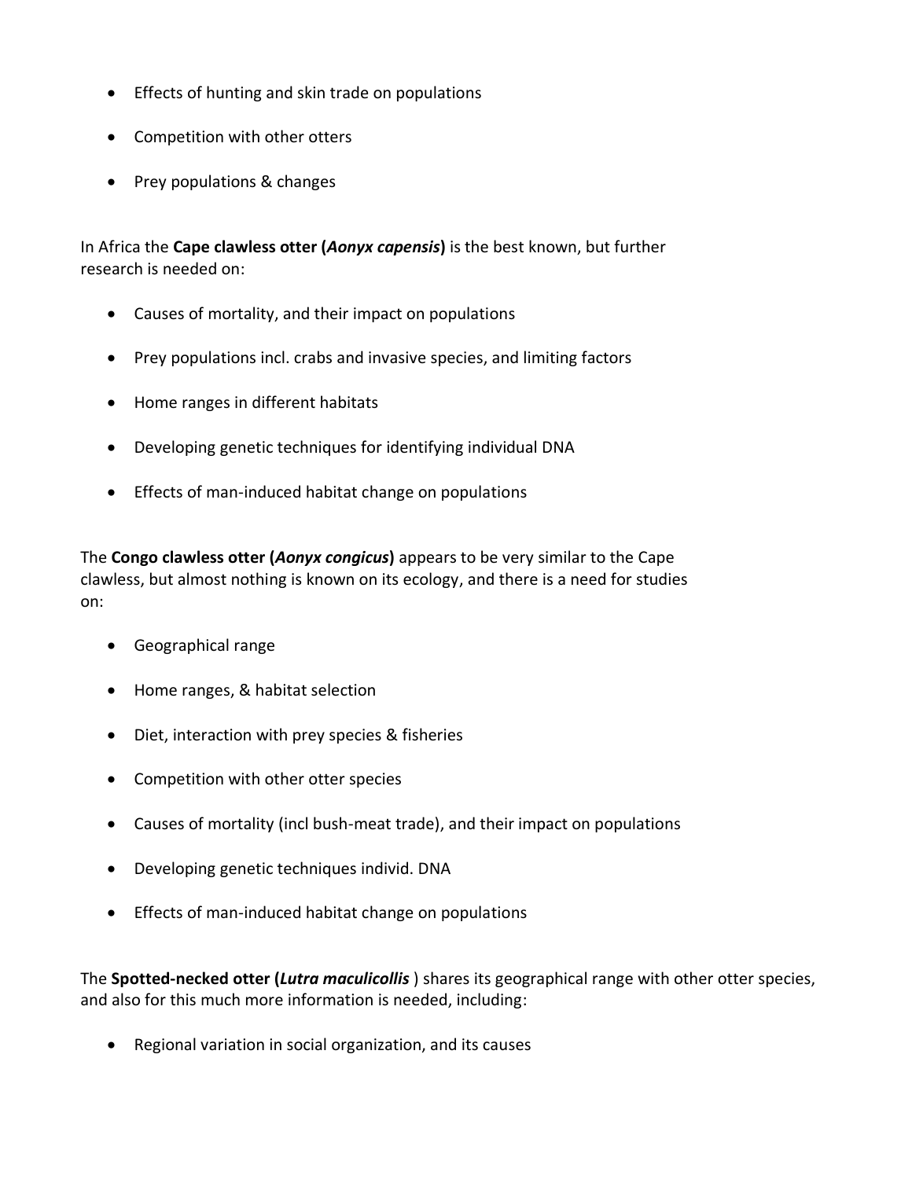- Effects of hunting and skin trade on populations
- Competition with other otters
- Prey populations & changes

In Africa the **Cape clawless otter (*Aonyx capensis*)** is the best known, but further research is needed on:

- Causes of mortality, and their impact on populations
- Prey populations incl. crabs and invasive species, and limiting factors
- Home ranges in different habitats
- Developing genetic techniques for identifying individual DNA
- Effects of man-induced habitat change on populations

The **Congo clawless otter (*Aonyx congicus*)** appears to be very similar to the Cape clawless, but almost nothing is known on its ecology, and there is a need for studies on:

- Geographical range
- Home ranges, & habitat selection
- Diet, interaction with prey species & fisheries
- Competition with other otter species
- Causes of mortality (incl bush-meat trade), and their impact on populations
- Developing genetic techniques individ. DNA
- Effects of man-induced habitat change on populations

The **Spotted-necked otter (*Lutra maculicollis* )** shares its geographical range with other otter species, and also for this much more information is needed, including:

- Regional variation in social organization, and its causes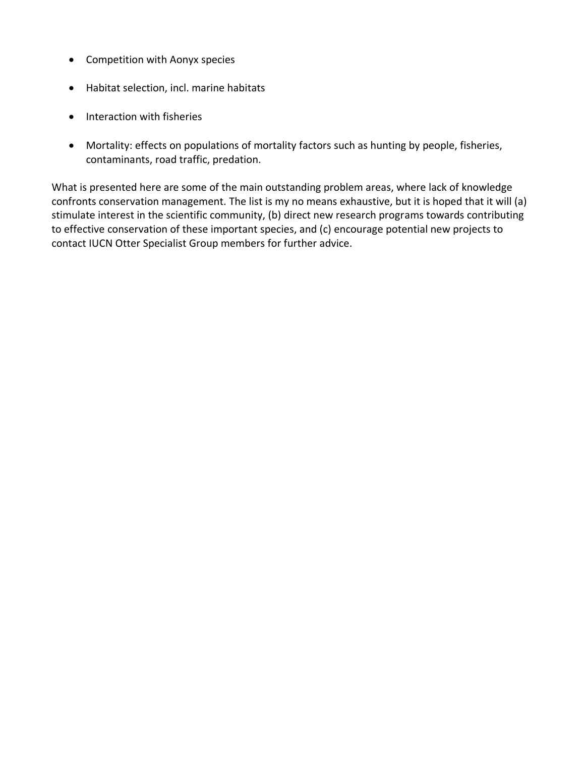- Competition with Aonyx species
- Habitat selection, incl. marine habitats
- Interaction with fisheries
- Mortality: effects on populations of mortality factors such as hunting by people, fisheries, contaminants, road traffic, predation.

What is presented here are some of the main outstanding problem areas, where lack of knowledge confronts conservation management. The list is my no means exhaustive, but it is hoped that it will (a) stimulate interest in the scientific community, (b) direct new research programs towards contributing to effective conservation of these important species, and (c) encourage potential new projects to contact IUCN Otter Specialist Group members for further advice.